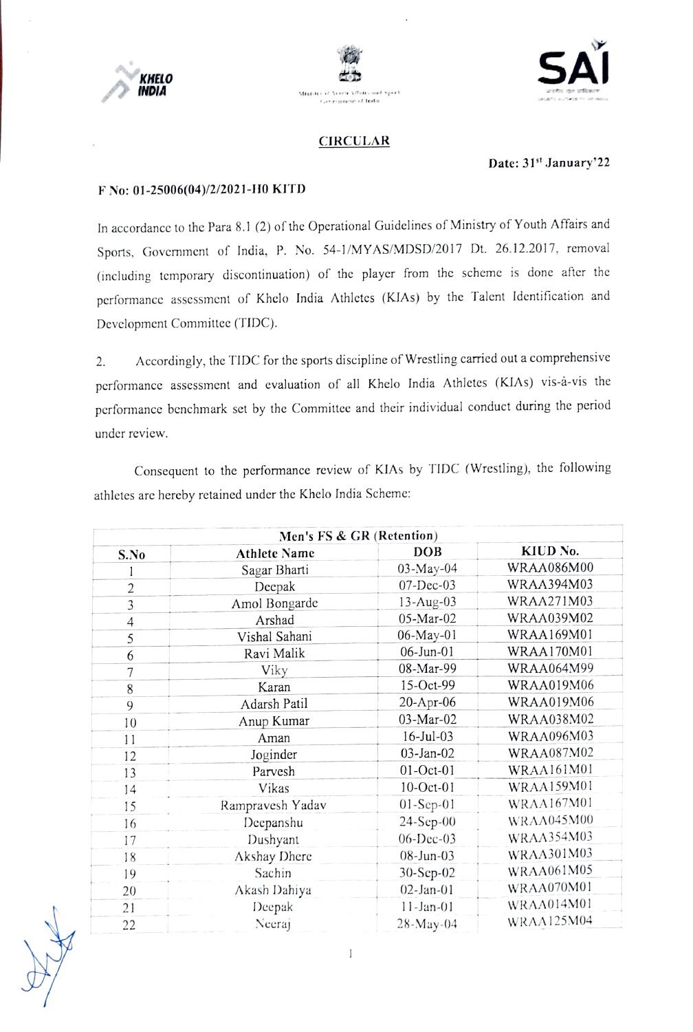KHELO INDIA

Ministry of Youth Affairs and Sports, Government of India

SAI

## CIRCULAR

**Date: 31st January'22**

**F No: 01-25006(04)/2/2021-HO KITD**

In accordance to the Para 8.1 (2) of the Operational Guidelines of Ministry of Youth Affairs and Sports, Government of India, P. No. 54-1/MYAS/MDSD/2017 Dt. 26.12.2017, removal (including temporary discontinuation) of the player from the scheme is done after the performance assessment of Khelo India Athletes (KIAs) by the Talent Identification and Development Committee (TIDC).

2. Accordingly, the TIDC for the sports discipline of Wrestling carried out a comprehensive performance assessment and evaluation of all Khelo India Athletes (KIAs) vis-à-vis the performance benchmark set by the Committee and their individual conduct during the period under review.

Consequent to the performance review of KIAs by TIDC (Wrestling), the following athletes are hereby retained under the Khelo India Scheme:

| Men's FS & GR (Retention) | | | |
|---|---|---|---|
| **S.No** | **Athlete Name** | **DOB** | **KIUD No.** |
| 1 | Sagar Bharti | 03-May-04 | WRAA086M00 |
| 2 | Deepak | 07-Dec-03 | WRAA394M03 |
| 3 | Amol Bongarde | 13-Aug-03 | WRAA271M03 |
| 4 | Arshad | 05-Mar-02 | WRAA039M02 |
| 5 | Vishal Sahani | 06-May-01 | WRAA169M01 |
| 6 | Ravi Malik | 06-Jun-01 | WRAA170M01 |
| 7 | Viky | 08-Mar-99 | WRAA064M99 |
| 8 | Karan | 15-Oct-99 | WRAA019M06 |
| 9 | Adarsh Patil | 20-Apr-06 | WRAA019M06 |
| 10 | Anup Kumar | 03-Mar-02 | WRAA038M02 |
| 11 | Aman | 16-Jul-03 | WRAA096M03 |
| 12 | Joginder | 03-Jan-02 | WRAA087M02 |
| 13 | Parvesh | 01-Oct-01 | WRAA161M01 |
| 14 | Vikas | 10-Oct-01 | WRAA159M01 |
| 15 | Rampravesh Yadav | 01-Sep-01 | WRAA167M01 |
| 16 | Deepanshu | 24-Sep-00 | WRAA045M00 |
| 17 | Dushyant | 06-Dec-03 | WRAA354M03 |
| 18 | Akshay Dhere | 08-Jun-03 | WRAA301M03 |
| 19 | Sachin | 30-Sep-02 | WRAA061M05 |
| 20 | Akash Dahiya | 02-Jan-01 | WRAA070M01 |
| 21 | Deepak | 11-Jan-01 | WRAA014M01 |
| 22 | Neeraj | 28-May-04 | WRAA125M04 |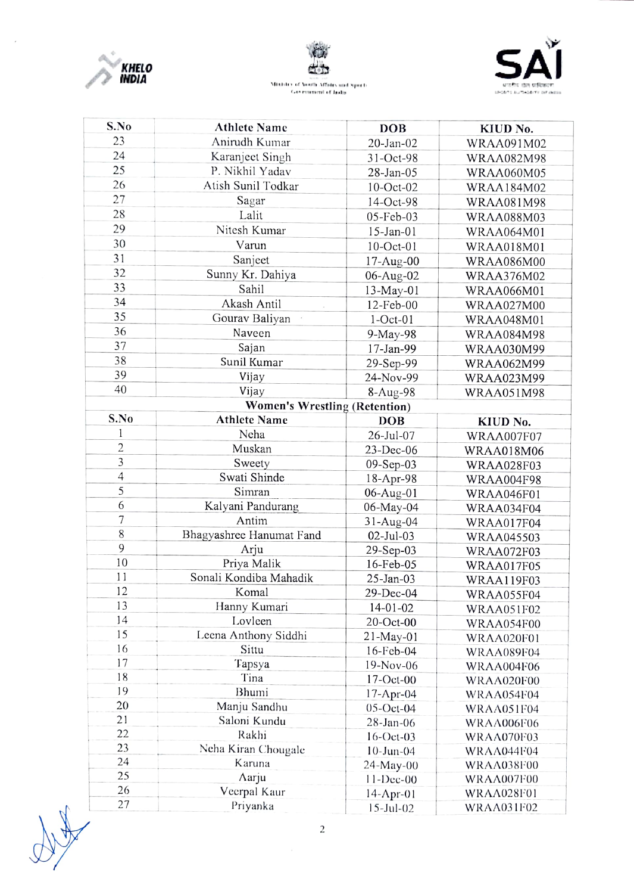| S.No | Athlete Name | DOB | KIUD No. |
|---|---|---|---|
| 23 | Anirudh Kumar | 20-Jan-02 | WRAA091M02 |
| 24 | Karanjeet Singh | 31-Oct-98 | WRAA082M98 |
| 25 | P. Nikhil Yadav | 28-Jan-05 | WRAA060M05 |
| 26 | Atish Sunil Todkar | 10-Oct-02 | WRAA184M02 |
| 27 | Sagar | 14-Oct-98 | WRAA081M98 |
| 28 | Lalit | 05-Feb-03 | WRAA088M03 |
| 29 | Nitesh Kumar | 15-Jan-01 | WRAA064M01 |
| 30 | Varun | 10-Oct-01 | WRAA018M01 |
| 31 | Sanjeet | 17-Aug-00 | WRAA086M00 |
| 32 | Sunny Kr. Dahiya | 06-Aug-02 | WRAA376M02 |
| 33 | Sahil | 13-May-01 | WRAA066M01 |
| 34 | Akash Antil | 12-Feb-00 | WRAA027M00 |
| 35 | Gourav Baliyan | 1-Oct-01 | WRAA048M01 |
| 36 | Naveen | 9-May-98 | WRAA084M98 |
| 37 | Sajan | 17-Jan-99 | WRAA030M99 |
| 38 | Sunil Kumar | 29-Sep-99 | WRAA062M99 |
| 39 | Vijay | 24-Nov-99 | WRAA023M99 |
| 40 | Vijay | 8-Aug-98 | WRAA051M98 |

**Women's Wrestling (Retention)**

| S.No | Athlete Name | DOB | KIUD No. |
|---|---|---|---|
| 1 | Neha | 26-Jul-07 | WRAA007F07 |
| 2 | Muskan | 23-Dec-06 | WRAA018M06 |
| 3 | Sweety | 09-Sep-03 | WRAA028F03 |
| 4 | Swati Shinde | 18-Apr-98 | WRAA004F98 |
| 5 | Simran | 06-Aug-01 | WRAA046F01 |
| 6 | Kalyani Pandurang | 06-May-04 | WRAA034F04 |
| 7 | Antim | 31-Aug-04 | WRAA017F04 |
| 8 | Bhagyashree Hanumat Fand | 02-Jul-03 | WRAA045503 |
| 9 | Arju | 29-Sep-03 | WRAA072F03 |
| 10 | Priya Malik | 16-Feb-05 | WRAA017F05 |
| 11 | Sonali Kondiba Mahadik | 25-Jan-03 | WRAA119F03 |
| 12 | Komal | 29-Dec-04 | WRAA055F04 |
| 13 | Hanny Kumari | 14-01-02 | WRAA051F02 |
| 14 | Lovleen | 20-Oct-00 | WRAA054F00 |
| 15 | Leena Anthony Siddhi | 21-May-01 | WRAA020F01 |
| 16 | Sittu | 16-Feb-04 | WRAA089F04 |
| 17 | Tapsya | 19-Nov-06 | WRAA004F06 |
| 18 | Tina | 17-Oct-00 | WRAA020F00 |
| 19 | Bhumi | 17-Apr-04 | WRAA054F04 |
| 20 | Manju Sandhu | 05-Oct-04 | WRAA051F04 |
| 21 | Saloni Kundu | 28-Jan-06 | WRAA006F06 |
| 22 | Rakhi | 16-Oct-03 | WRAA070F03 |
| 23 | Neha Kiran Chougale | 10-Jun-04 | WRAA044F04 |
| 24 | Karuna | 24-May-00 | WRAA038F00 |
| 25 | Aarju | 11-Dec-00 | WRAA007F00 |
| 26 | Veerpal Kaur | 14-Apr-01 | WRAA028F01 |
| 27 | Priyanka | 15-Jul-02 | WRAA031F02 |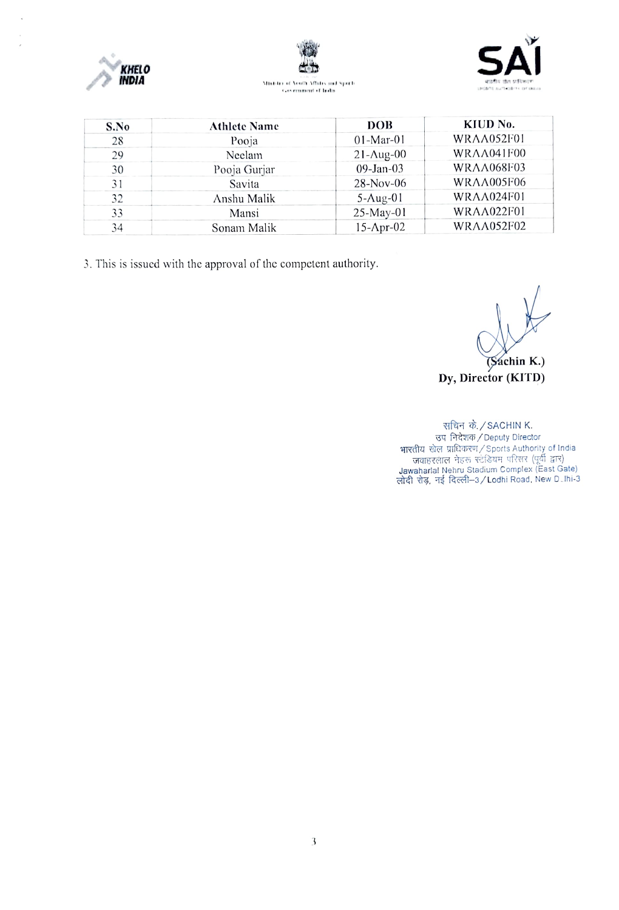| S.No | Athlete Name | DOB | KIUD No. |
|---|---|---|---|
| 28 | Pooja | 01-Mar-01 | WRAA052F01 |
| 29 | Neelam | 21-Aug-00 | WRAA041F00 |
| 30 | Pooja Gurjar | 09-Jan-03 | WRAA068F03 |
| 31 | Savita | 28-Nov-06 | WRAA005F06 |
| 32 | Anshu Malik | 5-Aug-01 | WRAA024F01 |
| 33 | Mansi | 25-May-01 | WRAA022F01 |
| 34 | Sonam Malik | 15-Apr-02 | WRAA052F02 |

3. This is issued with the approval of the competent authority.

**(Sachin K.)**
**Dy, Director (KITD)**

सचिन के./SACHIN K.
उप निदेशक/Deputy Director
भारतीय खेल प्राधिकरण/Sports Authority of India
जवाहरलाल नेहरू स्टेडियम परिसर (पूर्वी द्वार)
Jawaharlal Nehru Stadium Complex (East Gate)
लोदी रोड, नई दिल्ली-3/Lodhi Road, New Delhi-3